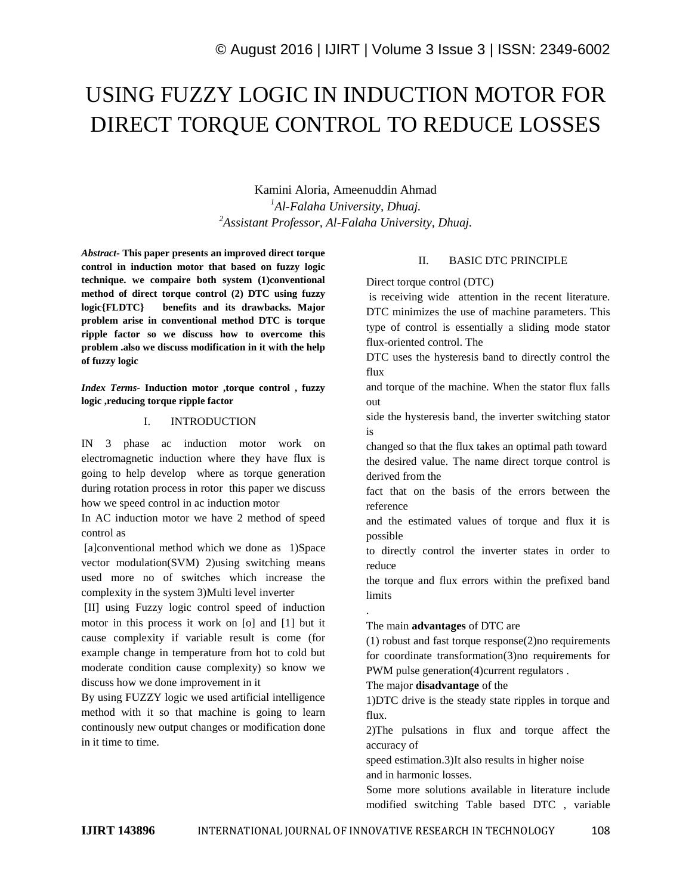# USING FUZZY LOGIC IN INDUCTION MOTOR FOR DIRECT TORQUE CONTROL TO REDUCE LOSSES

Kamini Aloria, Ameenuddin Ahmad

[1]*Al-Falaha University, Dhuaj.*

[2]*Assistant Professor, Al-Falaha University, Dhuaj.*

***Abstract*- This paper presents an improved direct torque control in induction motor that based on fuzzy logic technique. we compaire both system (1)conventional method of direct torque control (2) DTC using fuzzy logic{FLDTC} benefits and its drawbacks. Major problem arise in conventional method DTC is torque ripple factor so we discuss how to overcome this problem .also we discuss modification in it with the help of fuzzy logic**

***Index Terms*- Induction motor ,torque control , fuzzy logic ,reducing torque ripple factor**

## I. INTRODUCTION

IN 3 phase ac induction motor work on electromagnetic induction where they have flux is going to help develop where as torque generation during rotation process in rotor this paper we discuss how we speed control in ac induction motor

In AC induction motor we have 2 method of speed control as

[a]conventional method which we done as 1)Space vector modulation(SVM) 2)using switching means used more no of switches which increase the complexity in the system 3)Multi level inverter

[II] using Fuzzy logic control speed of induction motor in this process it work on [o] and [1] but it cause complexity if variable result is come (for example change in temperature from hot to cold but moderate condition cause complexity) so know we discuss how we done improvement in it

By using FUZZY logic we used artificial intelligence method with it so that machine is going to learn continously new output changes or modification done in it time to time.

## II. BASIC DTC PRINCIPLE

Direct torque control (DTC)

is receiving wide attention in the recent literature. DTC minimizes the use of machine parameters. This type of control is essentially a sliding mode stator flux-oriented control. The

DTC uses the hysteresis band to directly control the flux

and torque of the machine. When the stator flux falls out

side the hysteresis band, the inverter switching stator is

changed so that the flux takes an optimal path toward the desired value. The name direct torque control is derived from the

fact that on the basis of the errors between the reference

and the estimated values of torque and flux it is possible

to directly control the inverter states in order to reduce

the torque and flux errors within the prefixed band limits

.

The main **advantages** of DTC are

(1) robust and fast torque response(2)no requirements for coordinate transformation(3)no requirements for PWM pulse generation(4)current regulators .

The major **disadvantage** of the

1)DTC drive is the steady state ripples in torque and flux.

2)The pulsations in flux and torque affect the accuracy of

speed estimation.3)It also results in higher noise

and in harmonic losses.

Some more solutions available in literature include modified switching Table based DTC , variable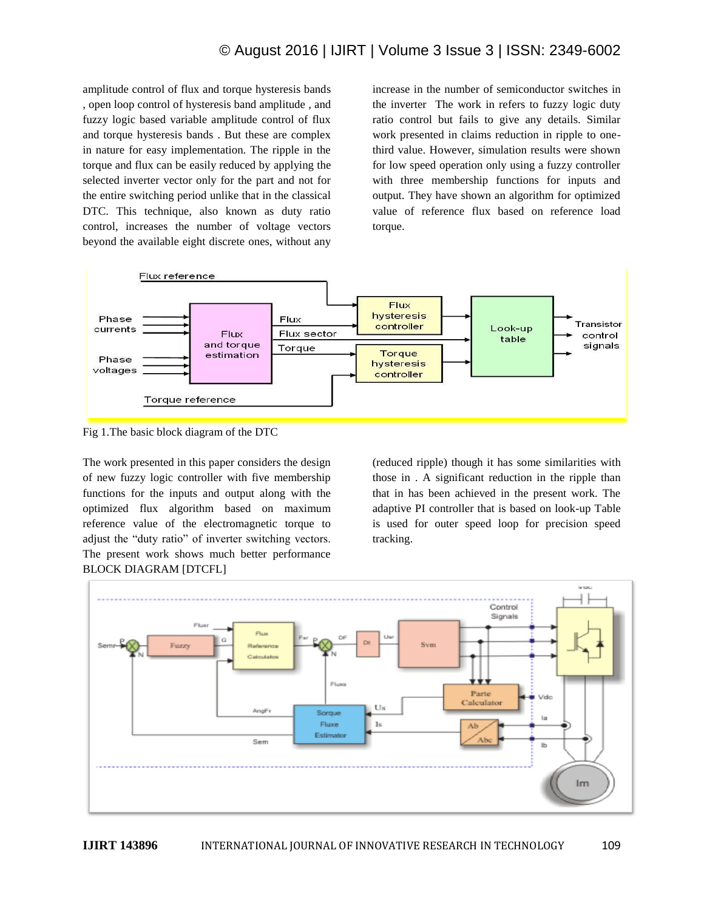amplitude control of flux and torque hysteresis bands , open loop control of hysteresis band amplitude , and fuzzy logic based variable amplitude control of flux and torque hysteresis bands . But these are complex in nature for easy implementation. The ripple in the torque and flux can be easily reduced by applying the selected inverter vector only for the part and not for the entire switching period unlike that in the classical DTC. This technique, also known as duty ratio control, increases the number of voltage vectors beyond the available eight discrete ones, without any increase in the number of semiconductor switches in the inverter The work in refers to fuzzy logic duty ratio control but fails to give any details. Similar work presented in claims reduction in ripple to one-third value. However, simulation results were shown for low speed operation only using a fuzzy controller with three membership functions for inputs and output. They have shown an algorithm for optimized value of reference flux based on reference load torque.

Fig 1.The basic block diagram of the DTC

The work presented in this paper considers the design of new fuzzy logic controller with five membership functions for the inputs and output along with the optimized flux algorithm based on maximum reference value of the electromagnetic torque to adjust the "duty ratio" of inverter switching vectors. The present work shows much better performance (reduced ripple) though it has some similarities with those in . A significant reduction in the ripple than that in has been achieved in the present work. The adaptive PI controller that is based on look-up Table is used for outer speed loop for precision speed tracking.

BLOCK DIAGRAM [DTCFL]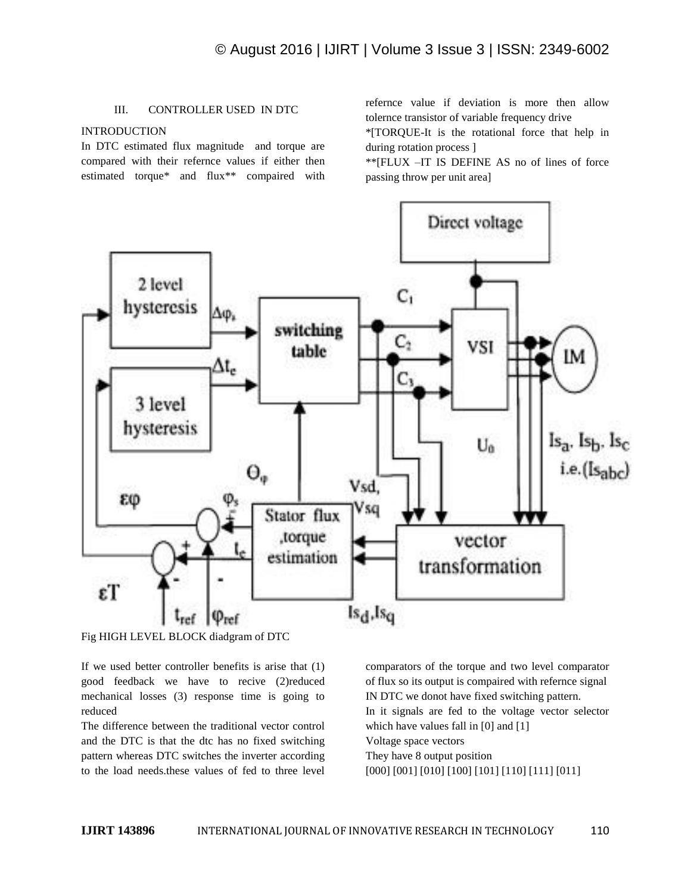## III. CONTROLLER USED IN DTC

### INTRODUCTION

In DTC estimated flux magnitude and torque are compared with their refernce values if either then estimated torque* and flux** compaired with refernce value if deviation is more then allow tolernce transistor of variable frequency drive

*[TORQUE-It is the rotational force that help in during rotation process ]

**[FLUX –IT IS DEFINE AS no of lines of force passing throw per unit area]

Fig HIGH LEVEL BLOCK diadgram of DTC

If we used better controller benefits is arise that (1) good feedback we have to recive (2)reduced mechanical losses (3) response time is going to reduced

The difference between the traditional vector control and the DTC is that the dtc has no fixed switching pattern whereas DTC switches the inverter according to the load needs.these values of fed to three level comparators of the torque and two level comparator of flux so its output is compaired with refernce signal IN DTC we donot have fixed switching pattern.

In it signals are fed to the voltage vector selector which have values fall in [0] and [1]

Voltage space vectors

They have 8 output position

[000] [001] [010] [100] [101] [110] [111] [011]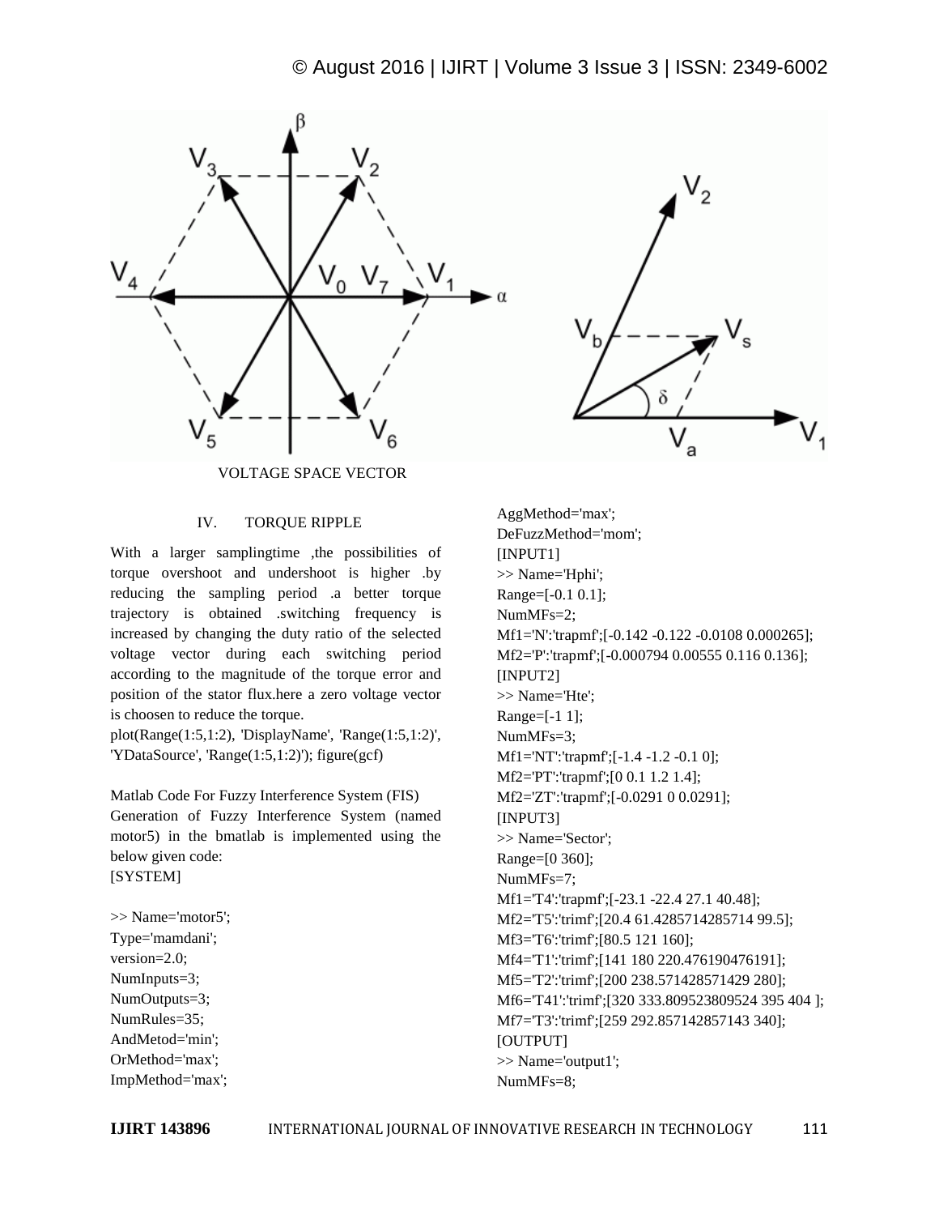VOLTAGE SPACE VECTOR

## IV. TORQUE RIPPLE

With a larger samplingtime ,the possibilities of torque overshoot and undershoot is higher .by reducing the sampling period .a better torque trajectory is obtained .switching frequency is increased by changing the duty ratio of the selected voltage vector during each switching period according to the magnitude of the torque error and position of the stator flux.here a zero voltage vector is choosen to reduce the torque.

plot(Range(1:5,1:2), 'DisplayName', 'Range(1:5,1:2)', 'YDataSource', 'Range(1:5,1:2)'); figure(gcf)

Matlab Code For Fuzzy Interference System (FIS)

Generation of Fuzzy Interference System (named motor5) in the bmatlab is implemented using the below given code:

```
[SYSTEM]

>> Name='motor5';
Type='mamdani';
version=2.0;
NumInputs=3;
NumOutputs=3;
NumRules=35;
AndMetod='min';
OrMethod='max';
ImpMethod='max';
AggMethod='max';
DeFuzzMethod='mom';
[INPUT1]
>> Name='Hphi';
Range=[-0.1 0.1];
NumMFs=2;
Mf1='N':'trapmf';[-0.142 -0.122 -0.0108 0.000265];
Mf2='P':'trapmf';[-0.000794 0.00555 0.116 0.136];
[INPUT2]
>> Name='Hte';
Range=[-1 1];
NumMFs=3;
Mf1='NT':'trapmf';[-1.4 -1.2 -0.1 0];
Mf2='PT':'trapmf';[0 0.1 1.2 1.4];
Mf2='ZT':'trapmf';[-0.0291 0 0.0291];
[INPUT3]
>> Name='Sector';
Range=[0 360];
NumMFs=7;
Mf1='T4':'trapmf';[-23.1 -22.4 27.1 40.48];
Mf2='T5':'trimf';[20.4 61.4285714285714 99.5];
Mf3='T6':'trimf';[80.5 121 160];
Mf4='T1':'trimf';[141 180 220.476190476191];
Mf5='T2':'trimf';[200 238.571428571429 280];
Mf6='T41':'trimf';[320 333.809523809524 395 404 ];
Mf7='T3':'trimf';[259 292.857142857143 340];
[OUTPUT]
>> Name='output1';
NumMFs=8;
```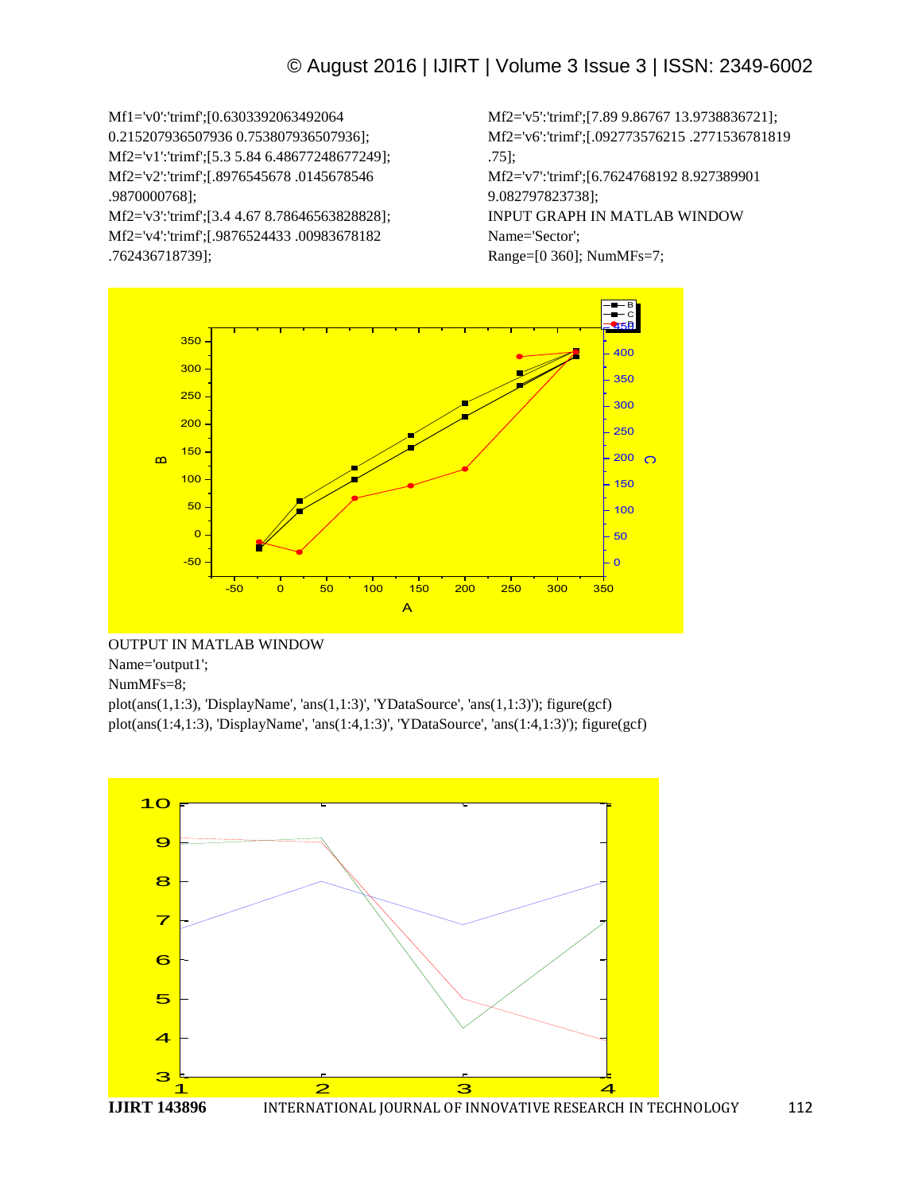Mf1='v0':'trimf';[0.6303392063492064 0.215207936507936 0.753807936507936];
Mf2='v1':'trimf';[5.3 5.84 6.48677248677249];
Mf2='v2':'trimf';[.8976545678 .0145678546 .9870000768];
Mf2='v3':'trimf';[3.4 4.67 8.78646563828828];
Mf2='v4':'trimf';[.9876524433 .00983678182 .762436718739];
Mf2='v5':'trimf';[7.89 9.86767 13.9738836721];
Mf2='v6':'trimf';[.092773576215 .2771536781819 .75];
Mf2='v7':'trimf';[6.7624768192 8.927389901 9.082797823738];

INPUT GRAPH IN MATLAB WINDOW

Name='Sector';

Range=[0 360]; NumMFs=7;

OUTPUT IN MATLAB WINDOW

Name='output1';

NumMFs=8;

plot(ans(1,1:3), 'DisplayName', 'ans(1,1:3)', 'YDataSource', 'ans(1,1:3)'); figure(gcf)

plot(ans(1:4,1:3), 'DisplayName', 'ans(1:4,1:3)', 'YDataSource', 'ans(1:4,1:3)'); figure(gcf)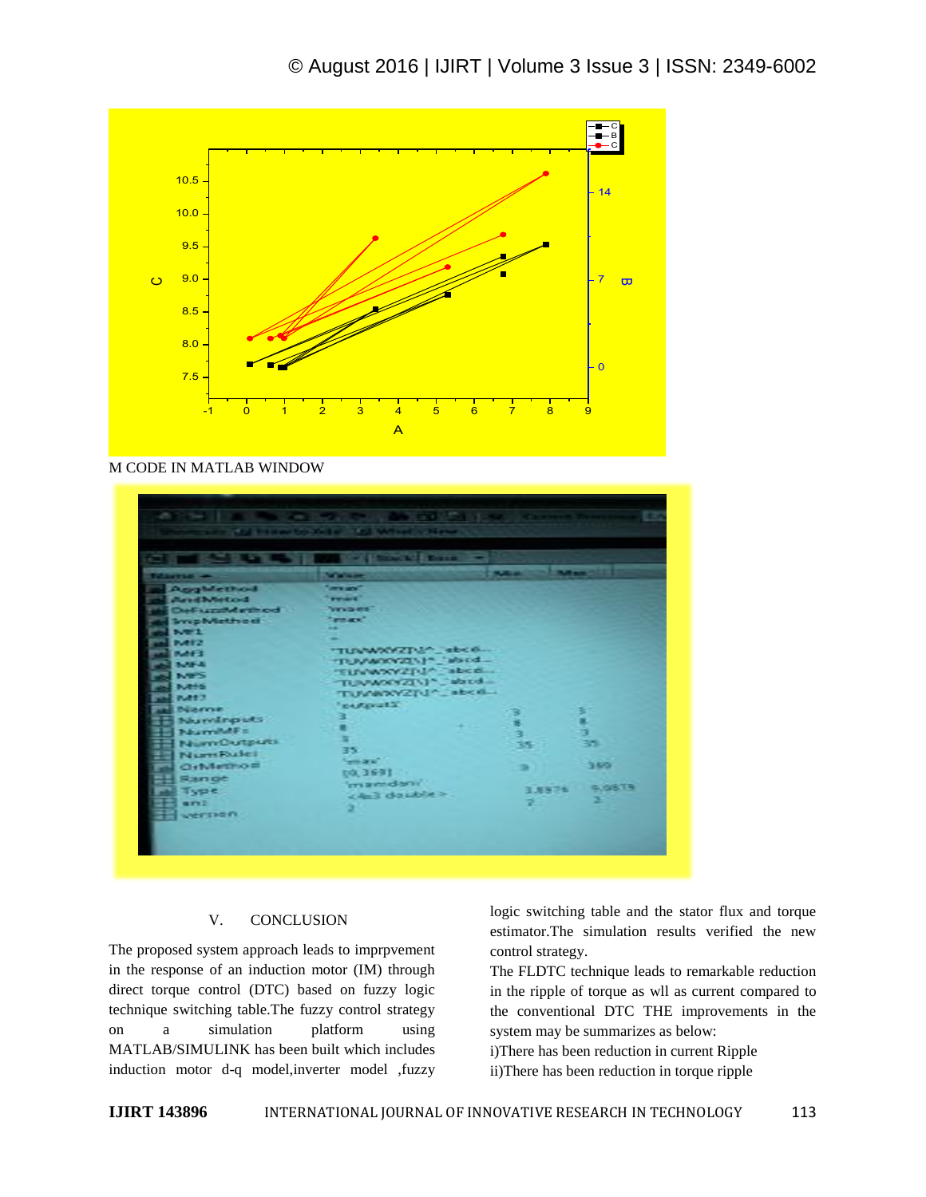M CODE IN MATLAB WINDOW

## V. CONCLUSION

The proposed system approach leads to imprpvement in the response of an induction motor (IM) through direct torque control (DTC) based on fuzzy logic technique switching table.The fuzzy control strategy on a simulation platform using MATLAB/SIMULINK has been built which includes induction motor d-q model,inverter model ,fuzzy logic switching table and the stator flux and torque estimator.The simulation results verified the new control strategy.

The FLDTC technique leads to remarkable reduction in the ripple of torque as wll as current compared to the conventional DTC THE improvements in the system may be summarizes as below:

i)There has been reduction in current Ripple

ii)There has been reduction in torque ripple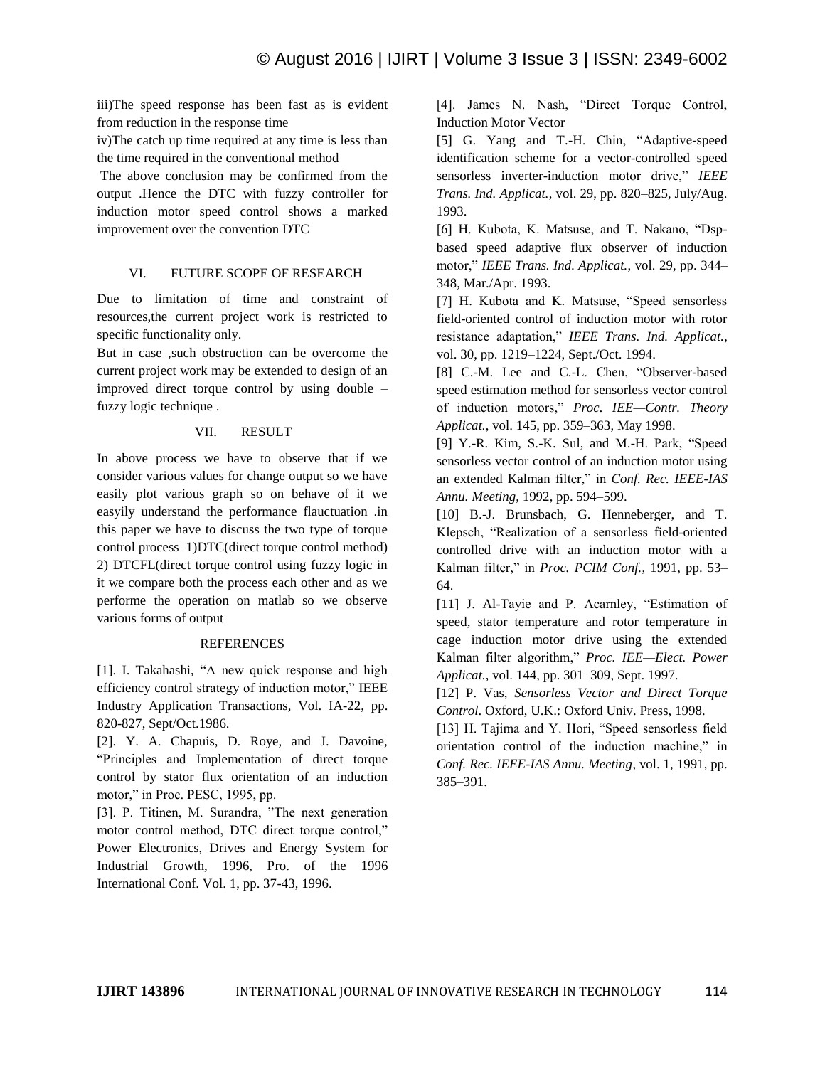iii)The speed response has been fast as is evident from reduction in the response time

iv)The catch up time required at any time is less than the time required in the conventional method

The above conclusion may be confirmed from the output .Hence the DTC with fuzzy controller for induction motor speed control shows a marked improvement over the convention DTC

## VI. FUTURE SCOPE OF RESEARCH

Due to limitation of time and constraint of resources,the current project work is restricted to specific functionality only.

But in case ,such obstruction can be overcome the current project work may be extended to design of an improved direct torque control by using double – fuzzy logic technique .

## VII. RESULT

In above process we have to observe that if we consider various values for change output so we have easily plot various graph so on behave of it we easyily understand the performance flauctuation .in this paper we have to discuss the two type of torque control process 1)DTC(direct torque control method) 2) DTCFL(direct torque control using fuzzy logic in it we compare both the process each other and as we performe the operation on matlab so we observe various forms of output

## REFERENCES

[1]. I. Takahashi, "A new quick response and high efficiency control strategy of induction motor," IEEE Industry Application Transactions, Vol. IA-22, pp. 820-827, Sept/Oct.1986.

[2]. Y. A. Chapuis, D. Roye, and J. Davoine, "Principles and Implementation of direct torque control by stator flux orientation of an induction motor," in Proc. PESC, 1995, pp.

[3]. P. Titinen, M. Surandra, "The next generation motor control method, DTC direct torque control," Power Electronics, Drives and Energy System for Industrial Growth, 1996, Pro. of the 1996 International Conf. Vol. 1, pp. 37-43, 1996.

[4]. James N. Nash, "Direct Torque Control, Induction Motor Vector

[5] G. Yang and T.-H. Chin, "Adaptive-speed identification scheme for a vector-controlled speed sensorless inverter-induction motor drive," *IEEE Trans. Ind. Applicat.*, vol. 29, pp. 820–825, July/Aug. 1993.

[6] H. Kubota, K. Matsuse, and T. Nakano, "Dsp-based speed adaptive flux observer of induction motor," *IEEE Trans. Ind. Applicat.*, vol. 29, pp. 344–348, Mar./Apr. 1993.

[7] H. Kubota and K. Matsuse, "Speed sensorless field-oriented control of induction motor with rotor resistance adaptation," *IEEE Trans. Ind. Applicat.*, vol. 30, pp. 1219–1224, Sept./Oct. 1994.

[8] C.-M. Lee and C.-L. Chen, "Observer-based speed estimation method for sensorless vector control of induction motors," *Proc. IEE—Contr. Theory Applicat.*, vol. 145, pp. 359–363, May 1998.

[9] Y.-R. Kim, S.-K. Sul, and M.-H. Park, "Speed sensorless vector control of an induction motor using an extended Kalman filter," in *Conf. Rec. IEEE-IAS Annu. Meeting*, 1992, pp. 594–599.

[10] B.-J. Brunsbach, G. Henneberger, and T. Klepsch, "Realization of a sensorless field-oriented controlled drive with an induction motor with a Kalman filter," in *Proc. PCIM Conf.*, 1991, pp. 53–64.

[11] J. Al-Tayie and P. Acarnley, "Estimation of speed, stator temperature and rotor temperature in cage induction motor drive using the extended Kalman filter algorithm," *Proc. IEE—Elect. Power Applicat.*, vol. 144, pp. 301–309, Sept. 1997.

[12] P. Vas, *Sensorless Vector and Direct Torque Control*. Oxford, U.K.: Oxford Univ. Press, 1998.

[13] H. Tajima and Y. Hori, "Speed sensorless field orientation control of the induction machine," in *Conf. Rec. IEEE-IAS Annu. Meeting*, vol. 1, 1991, pp. 385–391.